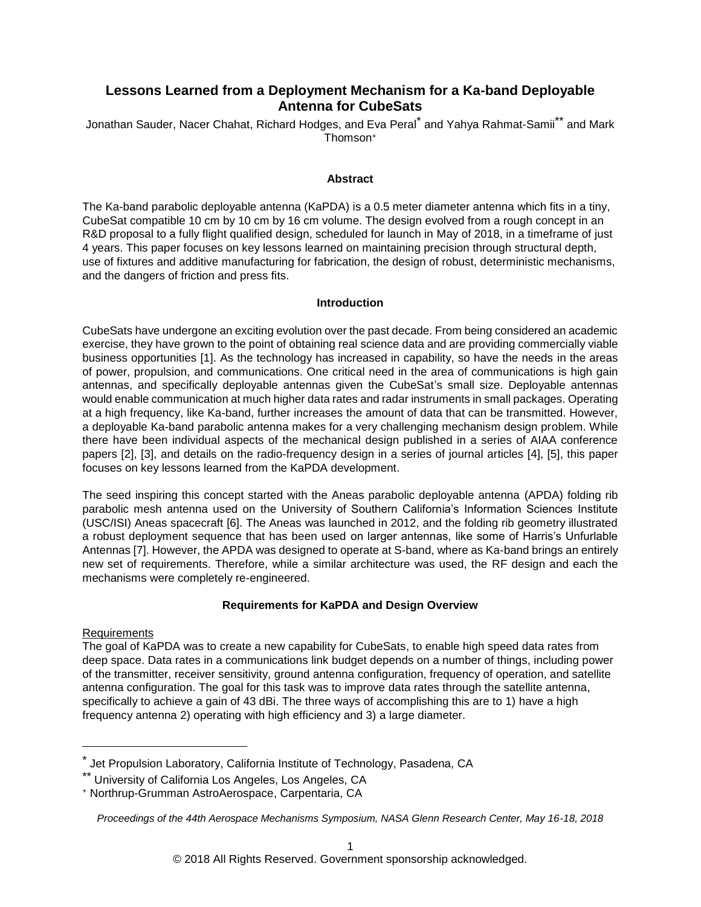# Lessons Learned from a Deployment Mechanism for a Ka-band Deployable Antenna for CubeSats

Jonathan Sauder, Nacer Chahat, Richard Hodges, and Eva Peral[*] and Yahya Rahmat-Samii[**] and Mark Thomson[+]

## Abstract

The Ka-band parabolic deployable antenna (KaPDA) is a 0.5 meter diameter antenna which fits in a tiny, CubeSat compatible 10 cm by 10 cm by 16 cm volume. The design evolved from a rough concept in an R&D proposal to a fully flight qualified design, scheduled for launch in May of 2018, in a timeframe of just 4 years. This paper focuses on key lessons learned on maintaining precision through structural depth, use of fixtures and additive manufacturing for fabrication, the design of robust, deterministic mechanisms, and the dangers of friction and press fits.

## Introduction

CubeSats have undergone an exciting evolution over the past decade. From being considered an academic exercise, they have grown to the point of obtaining real science data and are providing commercially viable business opportunities [1]. As the technology has increased in capability, so have the needs in the areas of power, propulsion, and communications. One critical need in the area of communications is high gain antennas, and specifically deployable antennas given the CubeSat's small size. Deployable antennas would enable communication at much higher data rates and radar instruments in small packages. Operating at a high frequency, like Ka-band, further increases the amount of data that can be transmitted. However, a deployable Ka-band parabolic antenna makes for a very challenging mechanism design problem. While there have been individual aspects of the mechanical design published in a series of AIAA conference papers [2], [3], and details on the radio-frequency design in a series of journal articles [4], [5], this paper focuses on key lessons learned from the KaPDA development.

The seed inspiring this concept started with the Aneas parabolic deployable antenna (APDA) folding rib parabolic mesh antenna used on the University of Southern California's Information Sciences Institute (USC/ISI) Aneas spacecraft [6]. The Aneas was launched in 2012, and the folding rib geometry illustrated a robust deployment sequence that has been used on larger antennas, like some of Harris's Unfurlable Antennas [7]. However, the APDA was designed to operate at S-band, where as Ka-band brings an entirely new set of requirements. Therefore, while a similar architecture was used, the RF design and each the mechanisms were completely re-engineered.

## Requirements for KaPDA and Design Overview

### Requirements

The goal of KaPDA was to create a new capability for CubeSats, to enable high speed data rates from deep space. Data rates in a communications link budget depends on a number of things, including power of the transmitter, receiver sensitivity, ground antenna configuration, frequency of operation, and satellite antenna configuration. The goal for this task was to improve data rates through the satellite antenna, specifically to achieve a gain of 43 dBi. The three ways of accomplishing this are to 1) have a high frequency antenna 2) operating with high efficiency and 3) a large diameter.

---

[*] Jet Propulsion Laboratory, California Institute of Technology, Pasadena, CA

[**] University of California Los Angeles, Los Angeles, CA

[+] Northrup-Grumman AstroAerospace, Carpentaria, CA

*Proceedings of the 44th Aerospace Mechanisms Symposium, NASA Glenn Research Center, May 16-18, 2018*

© 2018 All Rights Reserved. Government sponsorship acknowledged.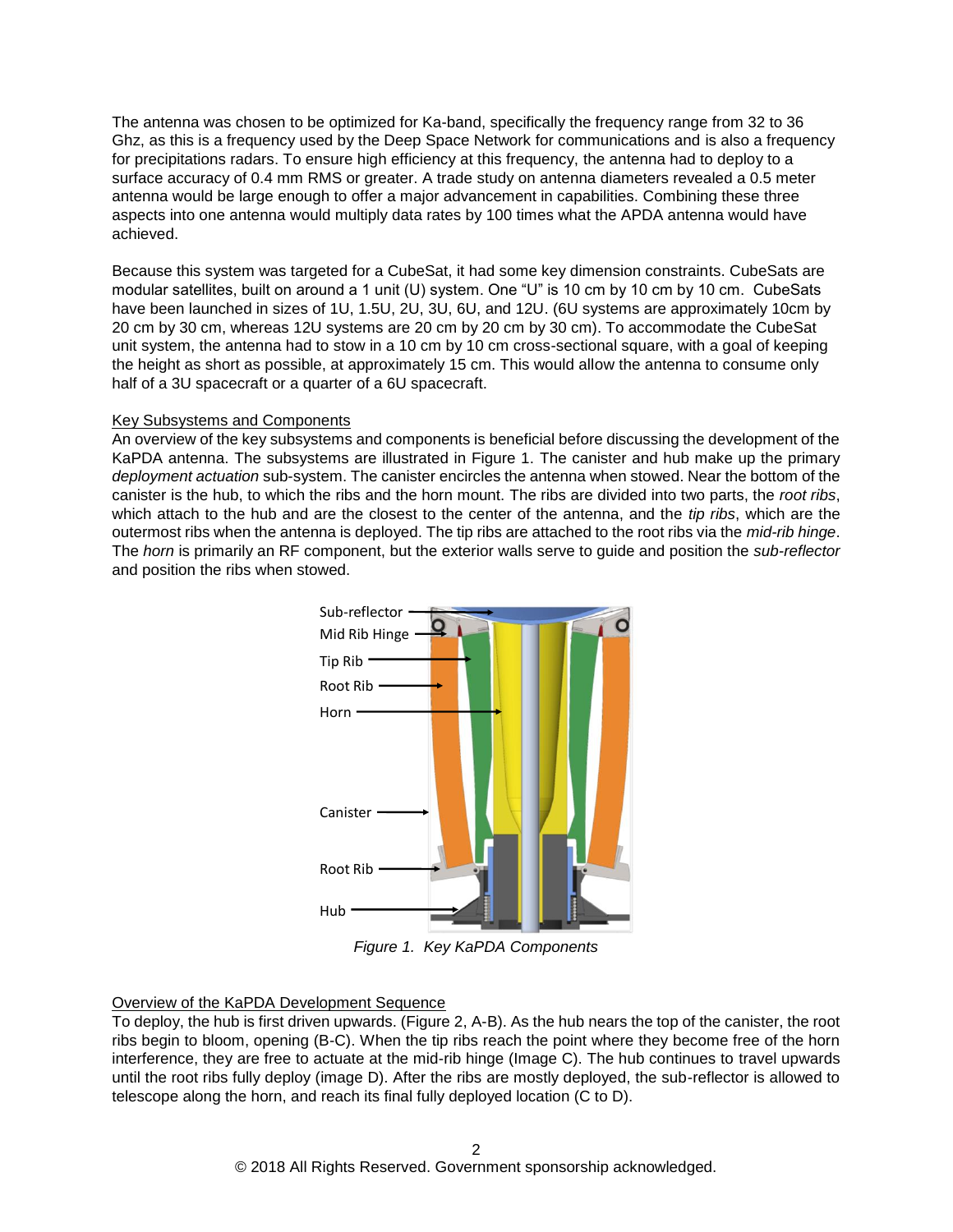The antenna was chosen to be optimized for Ka-band, specifically the frequency range from 32 to 36 Ghz, as this is a frequency used by the Deep Space Network for communications and is also a frequency for precipitations radars. To ensure high efficiency at this frequency, the antenna had to deploy to a surface accuracy of 0.4 mm RMS or greater. A trade study on antenna diameters revealed a 0.5 meter antenna would be large enough to offer a major advancement in capabilities. Combining these three aspects into one antenna would multiply data rates by 100 times what the APDA antenna would have achieved.

Because this system was targeted for a CubeSat, it had some key dimension constraints. CubeSats are modular satellites, built on around a 1 unit (U) system. One "U" is 10 cm by 10 cm by 10 cm. CubeSats have been launched in sizes of 1U, 1.5U, 2U, 3U, 6U, and 12U. (6U systems are approximately 10cm by 20 cm by 30 cm, whereas 12U systems are 20 cm by 20 cm by 30 cm). To accommodate the CubeSat unit system, the antenna had to stow in a 10 cm by 10 cm cross-sectional square, with a goal of keeping the height as short as possible, at approximately 15 cm. This would allow the antenna to consume only half of a 3U spacecraft or a quarter of a 6U spacecraft.

## Key Subsystems and Components

An overview of the key subsystems and components is beneficial before discussing the development of the KaPDA antenna. The subsystems are illustrated in Figure 1. The canister and hub make up the primary *deployment actuation* sub-system. The canister encircles the antenna when stowed. Near the bottom of the canister is the hub, to which the ribs and the horn mount. The ribs are divided into two parts, the *root ribs*, which attach to the hub and are the closest to the center of the antenna, and the *tip ribs*, which are the outermost ribs when the antenna is deployed. The tip ribs are attached to the root ribs via the *mid-rib hinge*. The *horn* is primarily an RF component, but the exterior walls serve to guide and position the *sub-reflector* and position the ribs when stowed.

Sub-reflector

Mid Rib Hinge

Tip Rib

Root Rib

Horn

Canister

Root Rib

Hub

*Figure 1. Key KaPDA Components*

## Overview of the KaPDA Development Sequence

To deploy, the hub is first driven upwards. (Figure 2, A-B). As the hub nears the top of the canister, the root ribs begin to bloom, opening (B-C). When the tip ribs reach the point where they become free of the horn interference, they are free to actuate at the mid-rib hinge (Image C). The hub continues to travel upwards until the root ribs fully deploy (image D). After the ribs are mostly deployed, the sub-reflector is allowed to telescope along the horn, and reach its final fully deployed location (C to D).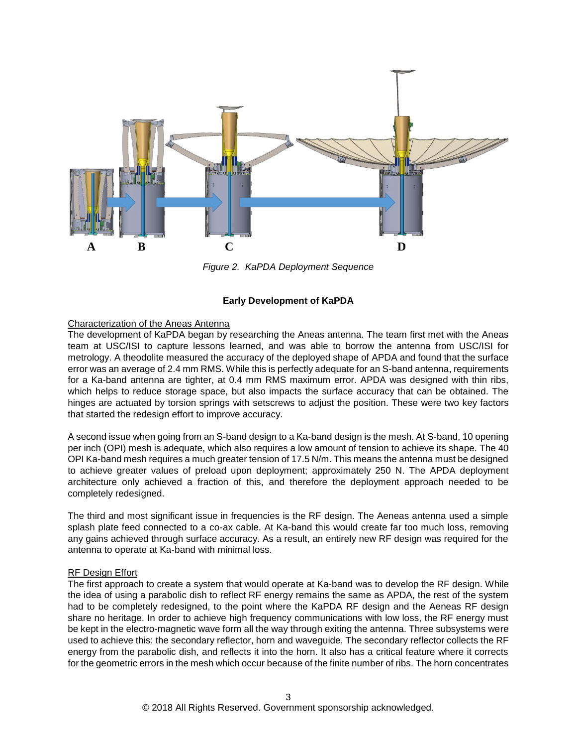A B C D

*Figure 2. KaPDA Deployment Sequence*

## Early Development of KaPDA

### Characterization of the Aneas Antenna

The development of KaPDA began by researching the Aneas antenna. The team first met with the Aneas team at USC/ISI to capture lessons learned, and was able to borrow the antenna from USC/ISI for metrology. A theodolite measured the accuracy of the deployed shape of APDA and found that the surface error was an average of 2.4 mm RMS. While this is perfectly adequate for an S-band antenna, requirements for a Ka-band antenna are tighter, at 0.4 mm RMS maximum error. APDA was designed with thin ribs, which helps to reduce storage space, but also impacts the surface accuracy that can be obtained. The hinges are actuated by torsion springs with setscrews to adjust the position. These were two key factors that started the redesign effort to improve accuracy.

A second issue when going from an S-band design to a Ka-band design is the mesh. At S-band, 10 opening per inch (OPI) mesh is adequate, which also requires a low amount of tension to achieve its shape. The 40 OPI Ka-band mesh requires a much greater tension of 17.5 N/m. This means the antenna must be designed to achieve greater values of preload upon deployment; approximately 250 N. The APDA deployment architecture only achieved a fraction of this, and therefore the deployment approach needed to be completely redesigned.

The third and most significant issue in frequencies is the RF design. The Aeneas antenna used a simple splash plate feed connected to a co-ax cable. At Ka-band this would create far too much loss, removing any gains achieved through surface accuracy. As a result, an entirely new RF design was required for the antenna to operate at Ka-band with minimal loss.

### RF Design Effort

The first approach to create a system that would operate at Ka-band was to develop the RF design. While the idea of using a parabolic dish to reflect RF energy remains the same as APDA, the rest of the system had to be completely redesigned, to the point where the KaPDA RF design and the Aeneas RF design share no heritage. In order to achieve high frequency communications with low loss, the RF energy must be kept in the electro-magnetic wave form all the way through exiting the antenna. Three subsystems were used to achieve this: the secondary reflector, horn and waveguide. The secondary reflector collects the RF energy from the parabolic dish, and reflects it into the horn. It also has a critical feature where it corrects for the geometric errors in the mesh which occur because of the finite number of ribs. The horn concentrates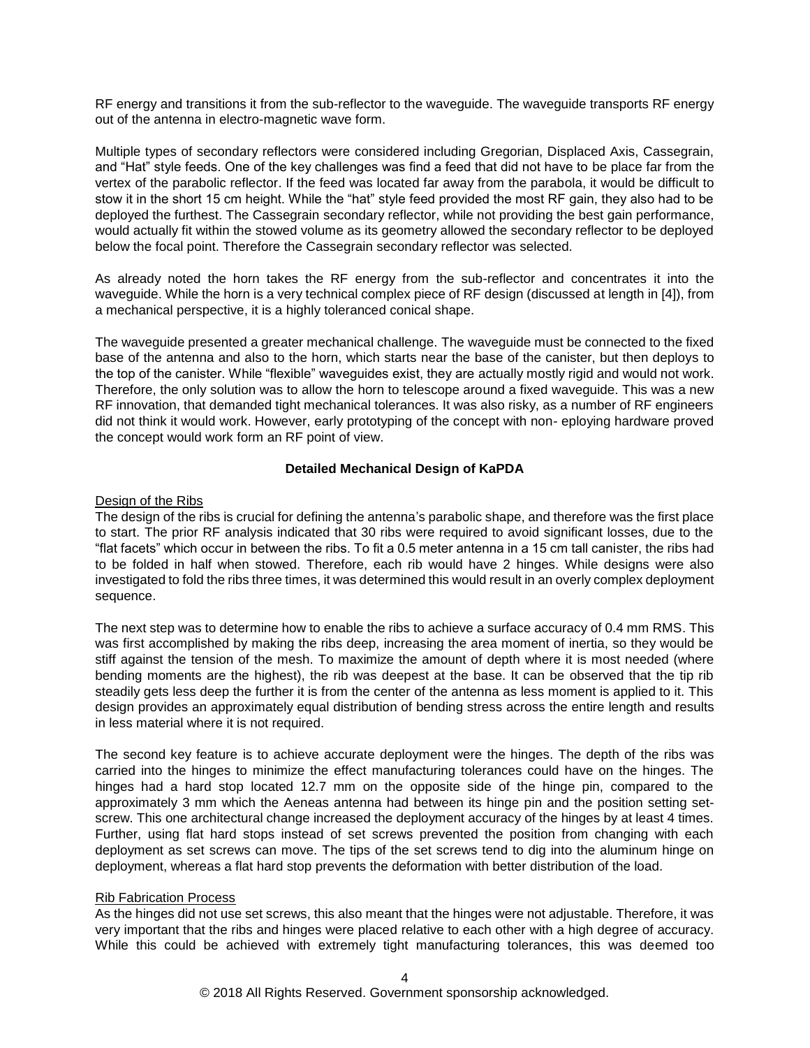RF energy and transitions it from the sub-reflector to the waveguide. The waveguide transports RF energy out of the antenna in electro-magnetic wave form.

Multiple types of secondary reflectors were considered including Gregorian, Displaced Axis, Cassegrain, and "Hat" style feeds. One of the key challenges was find a feed that did not have to be place far from the vertex of the parabolic reflector. If the feed was located far away from the parabola, it would be difficult to stow it in the short 15 cm height. While the "hat" style feed provided the most RF gain, they also had to be deployed the furthest. The Cassegrain secondary reflector, while not providing the best gain performance, would actually fit within the stowed volume as its geometry allowed the secondary reflector to be deployed below the focal point. Therefore the Cassegrain secondary reflector was selected.

As already noted the horn takes the RF energy from the sub-reflector and concentrates it into the waveguide. While the horn is a very technical complex piece of RF design (discussed at length in [4]), from a mechanical perspective, it is a highly toleranced conical shape.

The waveguide presented a greater mechanical challenge. The waveguide must be connected to the fixed base of the antenna and also to the horn, which starts near the base of the canister, but then deploys to the top of the canister. While "flexible" waveguides exist, they are actually mostly rigid and would not work. Therefore, the only solution was to allow the horn to telescope around a fixed waveguide. This was a new RF innovation, that demanded tight mechanical tolerances. It was also risky, as a number of RF engineers did not think it would work. However, early prototyping of the concept with non- eploying hardware proved the concept would work form an RF point of view.

## Detailed Mechanical Design of KaPDA

### Design of the Ribs

The design of the ribs is crucial for defining the antenna's parabolic shape, and therefore was the first place to start. The prior RF analysis indicated that 30 ribs were required to avoid significant losses, due to the "flat facets" which occur in between the ribs. To fit a 0.5 meter antenna in a 15 cm tall canister, the ribs had to be folded in half when stowed. Therefore, each rib would have 2 hinges. While designs were also investigated to fold the ribs three times, it was determined this would result in an overly complex deployment sequence.

The next step was to determine how to enable the ribs to achieve a surface accuracy of 0.4 mm RMS. This was first accomplished by making the ribs deep, increasing the area moment of inertia, so they would be stiff against the tension of the mesh. To maximize the amount of depth where it is most needed (where bending moments are the highest), the rib was deepest at the base. It can be observed that the tip rib steadily gets less deep the further it is from the center of the antenna as less moment is applied to it. This design provides an approximately equal distribution of bending stress across the entire length and results in less material where it is not required.

The second key feature is to achieve accurate deployment were the hinges. The depth of the ribs was carried into the hinges to minimize the effect manufacturing tolerances could have on the hinges. The hinges had a hard stop located 12.7 mm on the opposite side of the hinge pin, compared to the approximately 3 mm which the Aeneas antenna had between its hinge pin and the position setting set-screw. This one architectural change increased the deployment accuracy of the hinges by at least 4 times. Further, using flat hard stops instead of set screws prevented the position from changing with each deployment as set screws can move. The tips of the set screws tend to dig into the aluminum hinge on deployment, whereas a flat hard stop prevents the deformation with better distribution of the load.

### Rib Fabrication Process

As the hinges did not use set screws, this also meant that the hinges were not adjustable. Therefore, it was very important that the ribs and hinges were placed relative to each other with a high degree of accuracy. While this could be achieved with extremely tight manufacturing tolerances, this was deemed too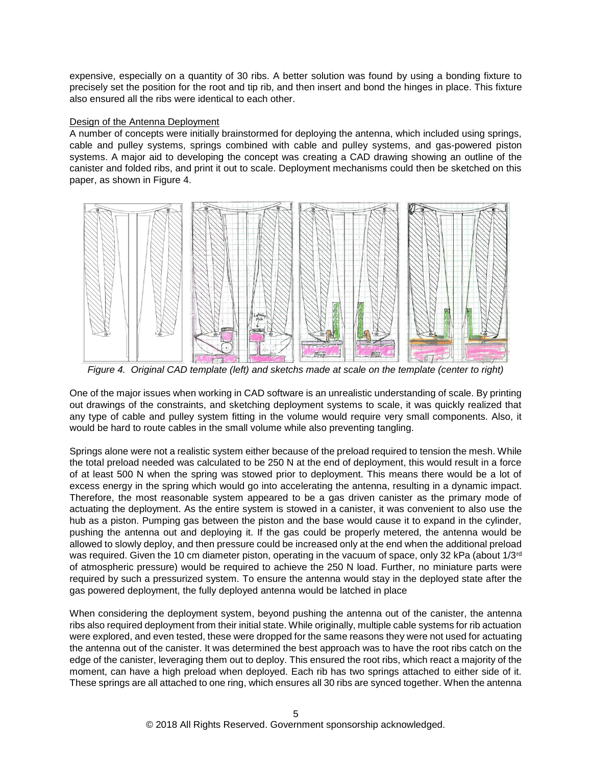expensive, especially on a quantity of 30 ribs. A better solution was found by using a bonding fixture to precisely set the position for the root and tip rib, and then insert and bond the hinges in place. This fixture also ensured all the ribs were identical to each other.

## Design of the Antenna Deployment

A number of concepts were initially brainstormed for deploying the antenna, which included using springs, cable and pulley systems, springs combined with cable and pulley systems, and gas-powered piston systems. A major aid to developing the concept was creating a CAD drawing showing an outline of the canister and folded ribs, and print it out to scale. Deployment mechanisms could then be sketched on this paper, as shown in Figure 4.

*Figure 4. Original CAD template (left) and sketchs made at scale on the template (center to right)*

One of the major issues when working in CAD software is an unrealistic understanding of scale. By printing out drawings of the constraints, and sketching deployment systems to scale, it was quickly realized that any type of cable and pulley system fitting in the volume would require very small components. Also, it would be hard to route cables in the small volume while also preventing tangling.

Springs alone were not a realistic system either because of the preload required to tension the mesh. While the total preload needed was calculated to be 250 N at the end of deployment, this would result in a force of at least 500 N when the spring was stowed prior to deployment. This means there would be a lot of excess energy in the spring which would go into accelerating the antenna, resulting in a dynamic impact. Therefore, the most reasonable system appeared to be a gas driven canister as the primary mode of actuating the deployment. As the entire system is stowed in a canister, it was convenient to also use the hub as a piston. Pumping gas between the piston and the base would cause it to expand in the cylinder, pushing the antenna out and deploying it. If the gas could be properly metered, the antenna would be allowed to slowly deploy, and then pressure could be increased only at the end when the additional preload was required. Given the 10 cm diameter piston, operating in the vacuum of space, only 32 kPa (about 1/3$^{rd}$ of atmospheric pressure) would be required to achieve the 250 N load. Further, no miniature parts were required by such a pressurized system. To ensure the antenna would stay in the deployed state after the gas powered deployment, the fully deployed antenna would be latched in place

When considering the deployment system, beyond pushing the antenna out of the canister, the antenna ribs also required deployment from their initial state. While originally, multiple cable systems for rib actuation were explored, and even tested, these were dropped for the same reasons they were not used for actuating the antenna out of the canister. It was determined the best approach was to have the root ribs catch on the edge of the canister, leveraging them out to deploy. This ensured the root ribs, which react a majority of the moment, can have a high preload when deployed. Each rib has two springs attached to either side of it. These springs are all attached to one ring, which ensures all 30 ribs are synced together. When the antenna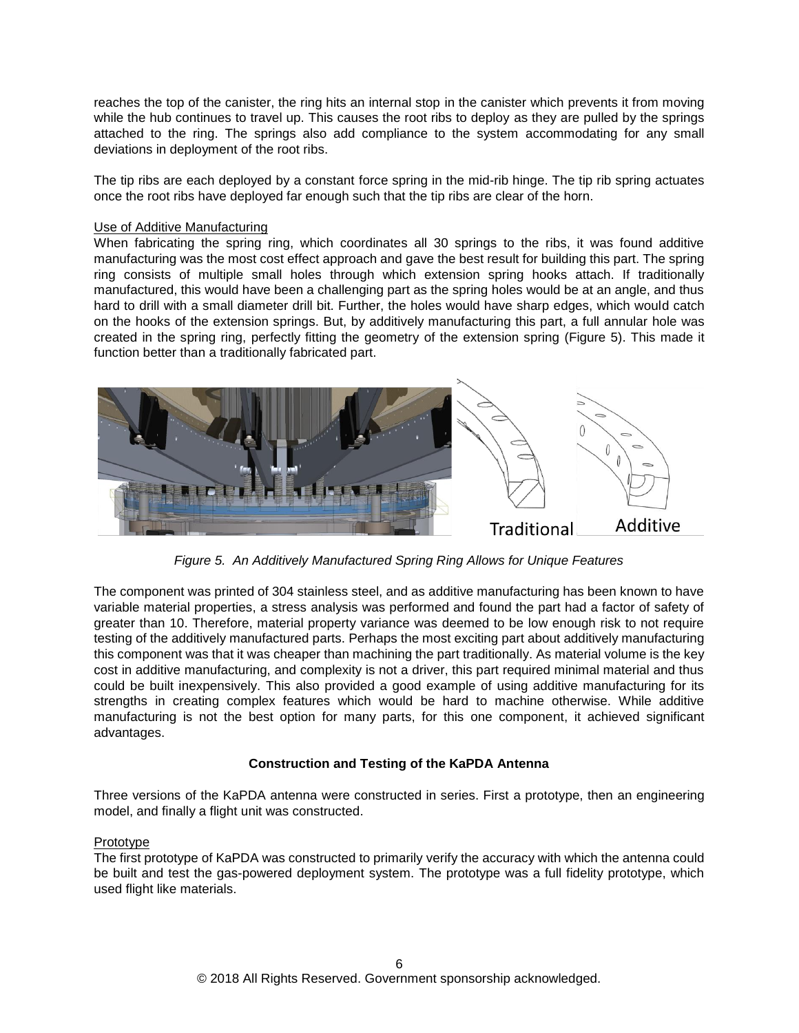reaches the top of the canister, the ring hits an internal stop in the canister which prevents it from moving while the hub continues to travel up. This causes the root ribs to deploy as they are pulled by the springs attached to the ring. The springs also add compliance to the system accommodating for any small deviations in deployment of the root ribs.

The tip ribs are each deployed by a constant force spring in the mid-rib hinge. The tip rib spring actuates once the root ribs have deployed far enough such that the tip ribs are clear of the horn.

Use of Additive Manufacturing

When fabricating the spring ring, which coordinates all 30 springs to the ribs, it was found additive manufacturing was the most cost effect approach and gave the best result for building this part. The spring ring consists of multiple small holes through which extension spring hooks attach. If traditionally manufactured, this would have been a challenging part as the spring holes would be at an angle, and thus hard to drill with a small diameter drill bit. Further, the holes would have sharp edges, which would catch on the hooks of the extension springs. But, by additively manufacturing this part, a full annular hole was created in the spring ring, perfectly fitting the geometry of the extension spring (Figure 5). This made it function better than a traditionally fabricated part.

Traditional    Additive

*Figure 5. An Additively Manufactured Spring Ring Allows for Unique Features*

The component was printed of 304 stainless steel, and as additive manufacturing has been known to have variable material properties, a stress analysis was performed and found the part had a factor of safety of greater than 10. Therefore, material property variance was deemed to be low enough risk to not require testing of the additively manufactured parts. Perhaps the most exciting part about additively manufacturing this component was that it was cheaper than machining the part traditionally. As material volume is the key cost in additive manufacturing, and complexity is not a driver, this part required minimal material and thus could be built inexpensively. This also provided a good example of using additive manufacturing for its strengths in creating complex features which would be hard to machine otherwise. While additive manufacturing is not the best option for many parts, for this one component, it achieved significant advantages.

## Construction and Testing of the KaPDA Antenna

Three versions of the KaPDA antenna were constructed in series. First a prototype, then an engineering model, and finally a flight unit was constructed.

Prototype

The first prototype of KaPDA was constructed to primarily verify the accuracy with which the antenna could be built and test the gas-powered deployment system. The prototype was a full fidelity prototype, which used flight like materials.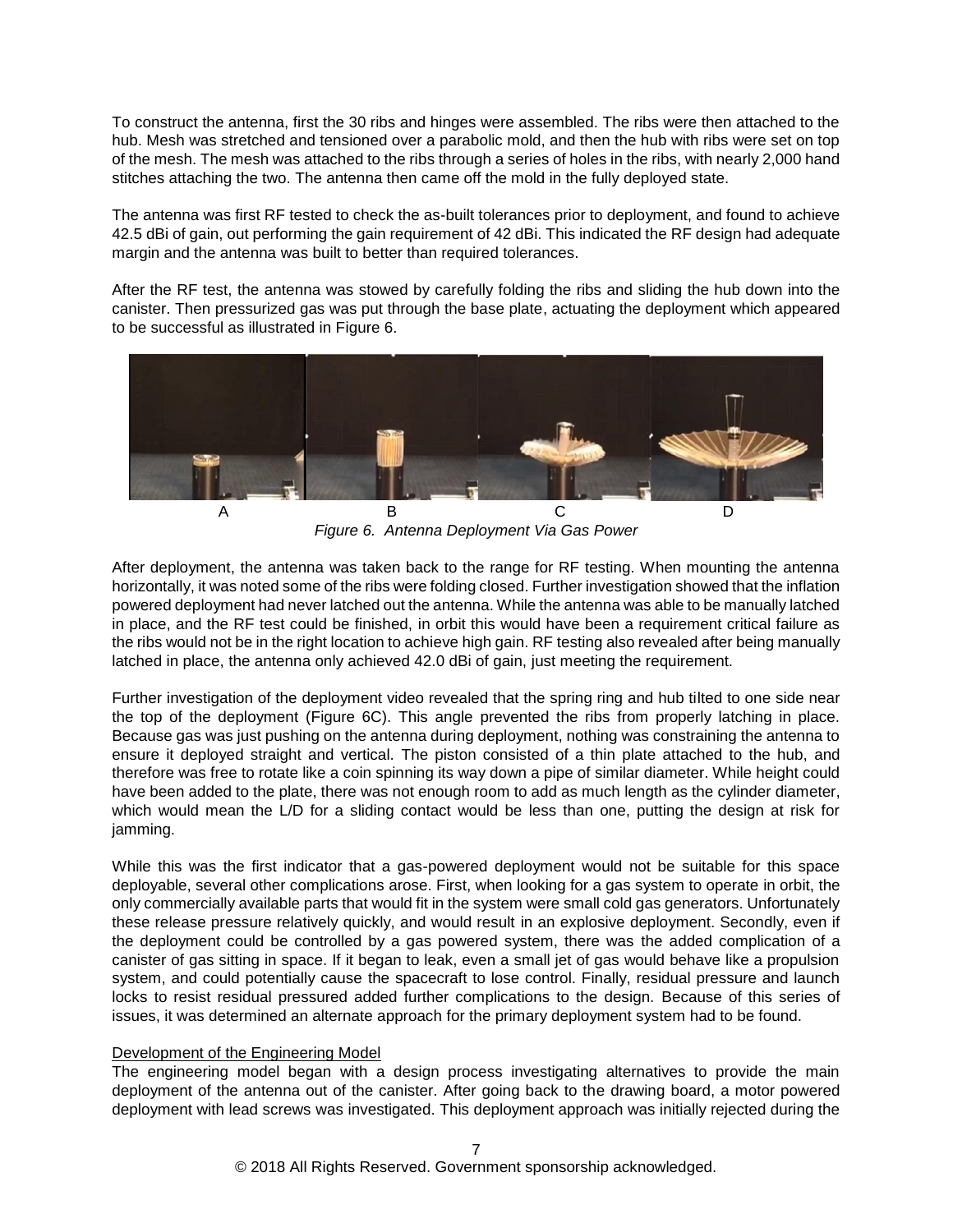To construct the antenna, first the 30 ribs and hinges were assembled. The ribs were then attached to the hub. Mesh was stretched and tensioned over a parabolic mold, and then the hub with ribs were set on top of the mesh. The mesh was attached to the ribs through a series of holes in the ribs, with nearly 2,000 hand stitches attaching the two. The antenna then came off the mold in the fully deployed state.

The antenna was first RF tested to check the as-built tolerances prior to deployment, and found to achieve 42.5 dBi of gain, out performing the gain requirement of 42 dBi. This indicated the RF design had adequate margin and the antenna was built to better than required tolerances.

After the RF test, the antenna was stowed by carefully folding the ribs and sliding the hub down into the canister. Then pressurized gas was put through the base plate, actuating the deployment which appeared to be successful as illustrated in Figure 6.

A B C D

*Figure 6. Antenna Deployment Via Gas Power*

After deployment, the antenna was taken back to the range for RF testing. When mounting the antenna horizontally, it was noted some of the ribs were folding closed. Further investigation showed that the inflation powered deployment had never latched out the antenna. While the antenna was able to be manually latched in place, and the RF test could be finished, in orbit this would have been a requirement critical failure as the ribs would not be in the right location to achieve high gain. RF testing also revealed after being manually latched in place, the antenna only achieved 42.0 dBi of gain, just meeting the requirement.

Further investigation of the deployment video revealed that the spring ring and hub tilted to one side near the top of the deployment (Figure 6C). This angle prevented the ribs from properly latching in place. Because gas was just pushing on the antenna during deployment, nothing was constraining the antenna to ensure it deployed straight and vertical. The piston consisted of a thin plate attached to the hub, and therefore was free to rotate like a coin spinning its way down a pipe of similar diameter. While height could have been added to the plate, there was not enough room to add as much length as the cylinder diameter, which would mean the L/D for a sliding contact would be less than one, putting the design at risk for jamming.

While this was the first indicator that a gas-powered deployment would not be suitable for this space deployable, several other complications arose. First, when looking for a gas system to operate in orbit, the only commercially available parts that would fit in the system were small cold gas generators. Unfortunately these release pressure relatively quickly, and would result in an explosive deployment. Secondly, even if the deployment could be controlled by a gas powered system, there was the added complication of a canister of gas sitting in space. If it began to leak, even a small jet of gas would behave like a propulsion system, and could potentially cause the spacecraft to lose control. Finally, residual pressure and launch locks to resist residual pressured added further complications to the design. Because of this series of issues, it was determined an alternate approach for the primary deployment system had to be found.

## Development of the Engineering Model

The engineering model began with a design process investigating alternatives to provide the main deployment of the antenna out of the canister. After going back to the drawing board, a motor powered deployment with lead screws was investigated. This deployment approach was initially rejected during the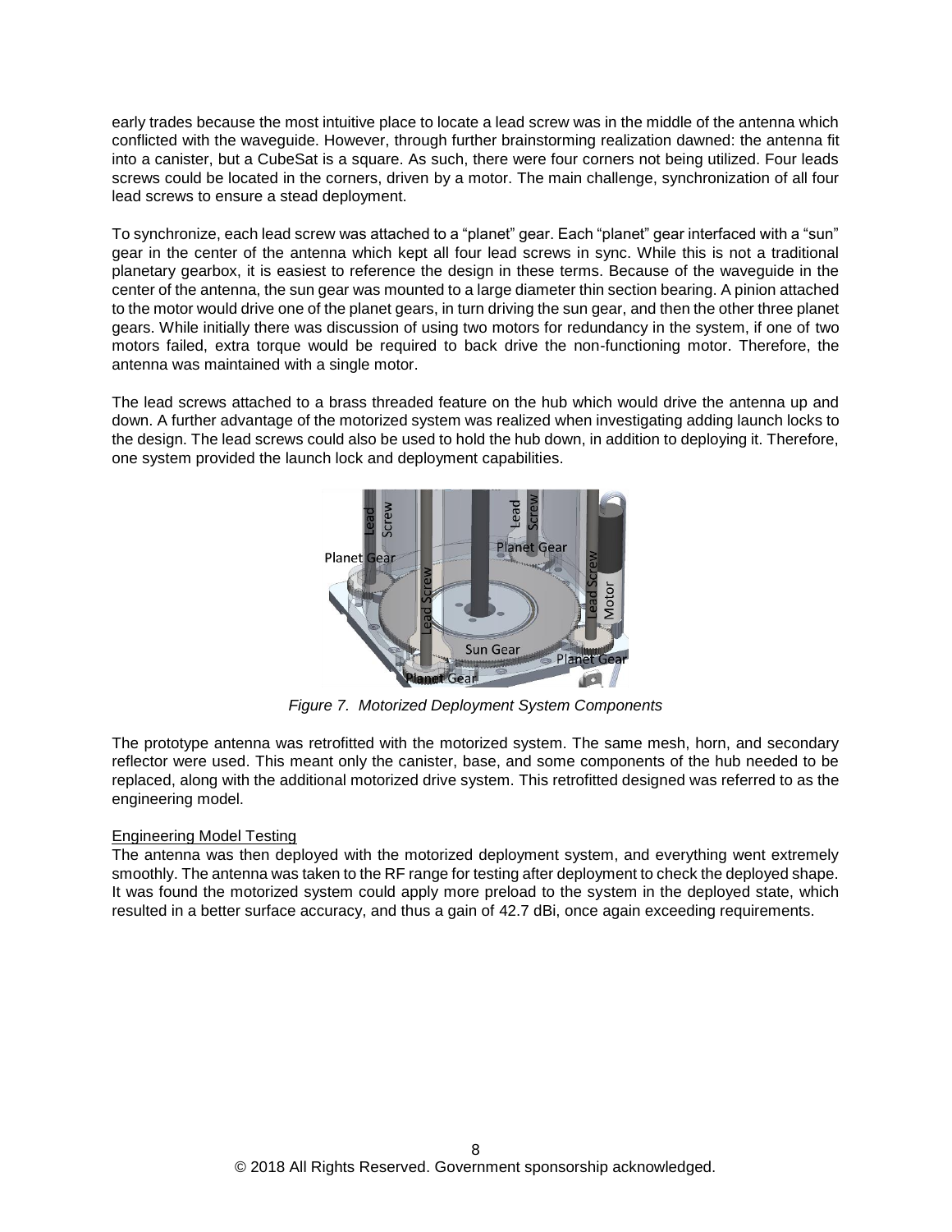early trades because the most intuitive place to locate a lead screw was in the middle of the antenna which conflicted with the waveguide. However, through further brainstorming realization dawned: the antenna fit into a canister, but a CubeSat is a square. As such, there were four corners not being utilized. Four leads screws could be located in the corners, driven by a motor. The main challenge, synchronization of all four lead screws to ensure a stead deployment.

To synchronize, each lead screw was attached to a "planet" gear. Each "planet" gear interfaced with a "sun" gear in the center of the antenna which kept all four lead screws in sync. While this is not a traditional planetary gearbox, it is easiest to reference the design in these terms. Because of the waveguide in the center of the antenna, the sun gear was mounted to a large diameter thin section bearing. A pinion attached to the motor would drive one of the planet gears, in turn driving the sun gear, and then the other three planet gears. While initially there was discussion of using two motors for redundancy in the system, if one of two motors failed, extra torque would be required to back drive the non-functioning motor. Therefore, the antenna was maintained with a single motor.

The lead screws attached to a brass threaded feature on the hub which would drive the antenna up and down. A further advantage of the motorized system was realized when investigating adding launch locks to the design. The lead screws could also be used to hold the hub down, in addition to deploying it. Therefore, one system provided the launch lock and deployment capabilities.

*Figure 7. Motorized Deployment System Components*

The prototype antenna was retrofitted with the motorized system. The same mesh, horn, and secondary reflector were used. This meant only the canister, base, and some components of the hub needed to be replaced, along with the additional motorized drive system. This retrofitted designed was referred to as the engineering model.

Engineering Model Testing

The antenna was then deployed with the motorized deployment system, and everything went extremely smoothly. The antenna was taken to the RF range for testing after deployment to check the deployed shape. It was found the motorized system could apply more preload to the system in the deployed state, which resulted in a better surface accuracy, and thus a gain of 42.7 dBi, once again exceeding requirements.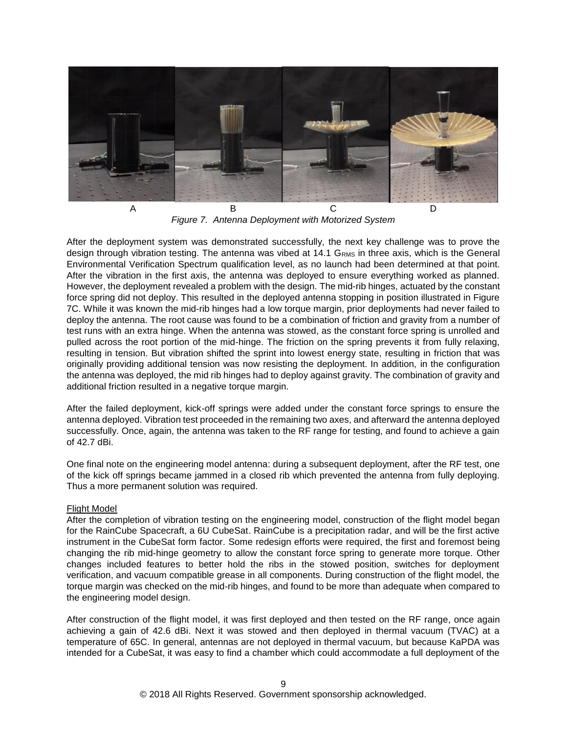A B C D

*Figure 7. Antenna Deployment with Motorized System*

After the deployment system was demonstrated successfully, the next key challenge was to prove the design through vibration testing. The antenna was vibed at 14.1 $G_{RMS}$ in three axis, which is the General Environmental Verification Spectrum qualification level, as no launch had been determined at that point. After the vibration in the first axis, the antenna was deployed to ensure everything worked as planned. However, the deployment revealed a problem with the design. The mid-rib hinges, actuated by the constant force spring did not deploy. This resulted in the deployed antenna stopping in position illustrated in Figure 7C. While it was known the mid-rib hinges had a low torque margin, prior deployments had never failed to deploy the antenna. The root cause was found to be a combination of friction and gravity from a number of test runs with an extra hinge. When the antenna was stowed, as the constant force spring is unrolled and pulled across the root portion of the mid-hinge. The friction on the spring prevents it from fully relaxing, resulting in tension. But vibration shifted the sprint into lowest energy state, resulting in friction that was originally providing additional tension was now resisting the deployment. In addition, in the configuration the antenna was deployed, the mid rib hinges had to deploy against gravity. The combination of gravity and additional friction resulted in a negative torque margin.

After the failed deployment, kick-off springs were added under the constant force springs to ensure the antenna deployed. Vibration test proceeded in the remaining two axes, and afterward the antenna deployed successfully. Once, again, the antenna was taken to the RF range for testing, and found to achieve a gain of 42.7 dBi.

One final note on the engineering model antenna: during a subsequent deployment, after the RF test, one of the kick off springs became jammed in a closed rib which prevented the antenna from fully deploying. Thus a more permanent solution was required.

Flight Model

After the completion of vibration testing on the engineering model, construction of the flight model began for the RainCube Spacecraft, a 6U CubeSat. RainCube is a precipitation radar, and will be the first active instrument in the CubeSat form factor. Some redesign efforts were required, the first and foremost being changing the rib mid-hinge geometry to allow the constant force spring to generate more torque. Other changes included features to better hold the ribs in the stowed position, switches for deployment verification, and vacuum compatible grease in all components. During construction of the flight model, the torque margin was checked on the mid-rib hinges, and found to be more than adequate when compared to the engineering model design.

After construction of the flight model, it was first deployed and then tested on the RF range, once again achieving a gain of 42.6 dBi. Next it was stowed and then deployed in thermal vacuum (TVAC) at a temperature of 65C. In general, antennas are not deployed in thermal vacuum, but because KaPDA was intended for a CubeSat, it was easy to find a chamber which could accommodate a full deployment of the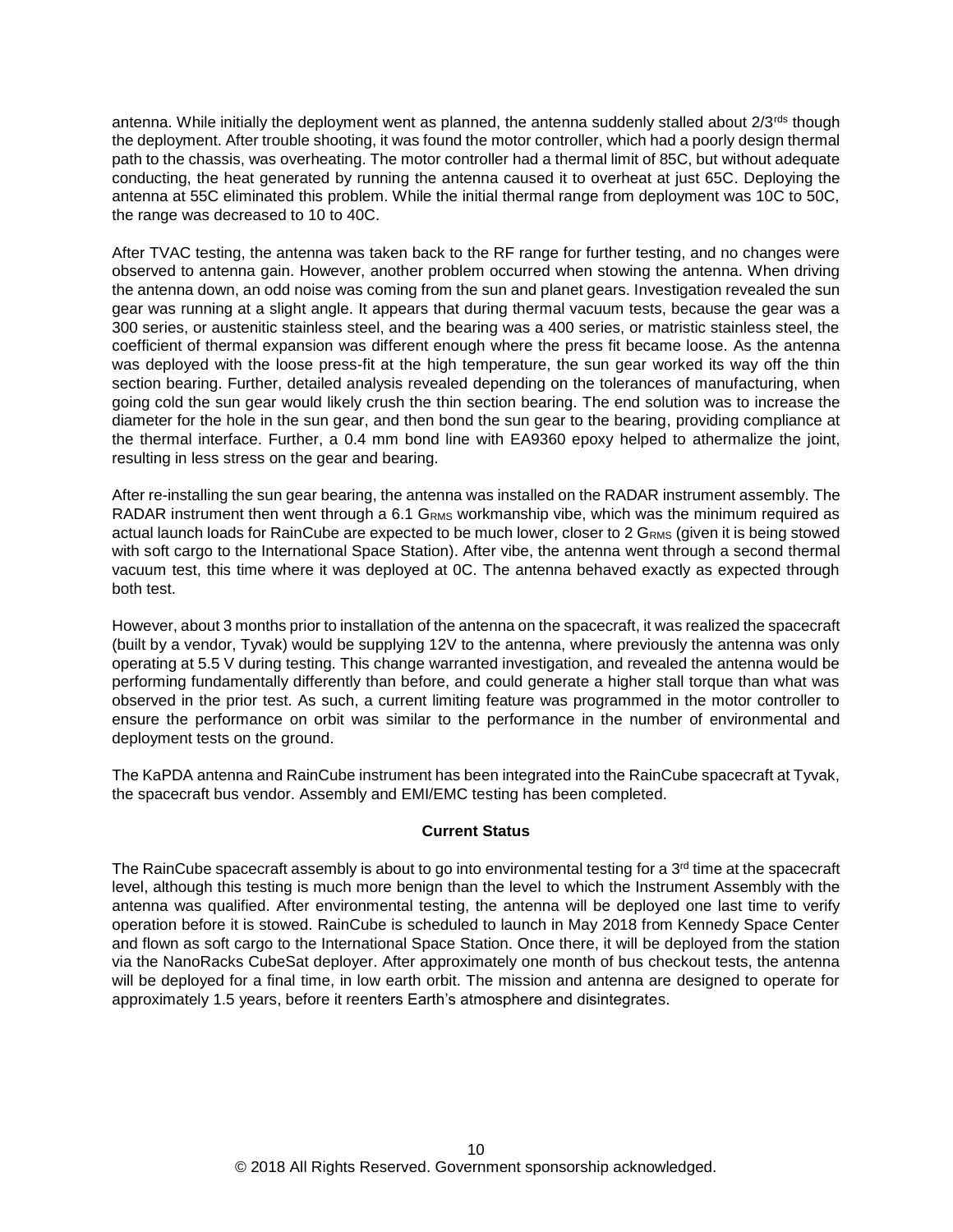antenna. While initially the deployment went as planned, the antenna suddenly stalled about 2/3rds though the deployment. After trouble shooting, it was found the motor controller, which had a poorly design thermal path to the chassis, was overheating. The motor controller had a thermal limit of 85C, but without adequate conducting, the heat generated by running the antenna caused it to overheat at just 65C. Deploying the antenna at 55C eliminated this problem. While the initial thermal range from deployment was 10C to 50C, the range was decreased to 10 to 40C.

After TVAC testing, the antenna was taken back to the RF range for further testing, and no changes were observed to antenna gain. However, another problem occurred when stowing the antenna. When driving the antenna down, an odd noise was coming from the sun and planet gears. Investigation revealed the sun gear was running at a slight angle. It appears that during thermal vacuum tests, because the gear was a 300 series, or austenitic stainless steel, and the bearing was a 400 series, or matristic stainless steel, the coefficient of thermal expansion was different enough where the press fit became loose. As the antenna was deployed with the loose press-fit at the high temperature, the sun gear worked its way off the thin section bearing. Further, detailed analysis revealed depending on the tolerances of manufacturing, when going cold the sun gear would likely crush the thin section bearing. The end solution was to increase the diameter for the hole in the sun gear, and then bond the sun gear to the bearing, providing compliance at the thermal interface. Further, a 0.4 mm bond line with EA9360 epoxy helped to athermalize the joint, resulting in less stress on the gear and bearing.

After re-installing the sun gear bearing, the antenna was installed on the RADAR instrument assembly. The RADAR instrument then went through a 6.1 $G_{RMS}$ workmanship vibe, which was the minimum required as actual launch loads for RainCube are expected to be much lower, closer to 2 $G_{RMS}$ (given it is being stowed with soft cargo to the International Space Station). After vibe, the antenna went through a second thermal vacuum test, this time where it was deployed at 0C. The antenna behaved exactly as expected through both test.

However, about 3 months prior to installation of the antenna on the spacecraft, it was realized the spacecraft (built by a vendor, Tyvak) would be supplying 12V to the antenna, where previously the antenna was only operating at 5.5 V during testing. This change warranted investigation, and revealed the antenna would be performing fundamentally differently than before, and could generate a higher stall torque than what was observed in the prior test. As such, a current limiting feature was programmed in the motor controller to ensure the performance on orbit was similar to the performance in the number of environmental and deployment tests on the ground.

The KaPDA antenna and RainCube instrument has been integrated into the RainCube spacecraft at Tyvak, the spacecraft bus vendor. Assembly and EMI/EMC testing has been completed.

## Current Status

The RainCube spacecraft assembly is about to go into environmental testing for a 3rd time at the spacecraft level, although this testing is much more benign than the level to which the Instrument Assembly with the antenna was qualified. After environmental testing, the antenna will be deployed one last time to verify operation before it is stowed. RainCube is scheduled to launch in May 2018 from Kennedy Space Center and flown as soft cargo to the International Space Station. Once there, it will be deployed from the station via the NanoRacks CubeSat deployer. After approximately one month of bus checkout tests, the antenna will be deployed for a final time, in low earth orbit. The mission and antenna are designed to operate for approximately 1.5 years, before it reenters Earth's atmosphere and disintegrates.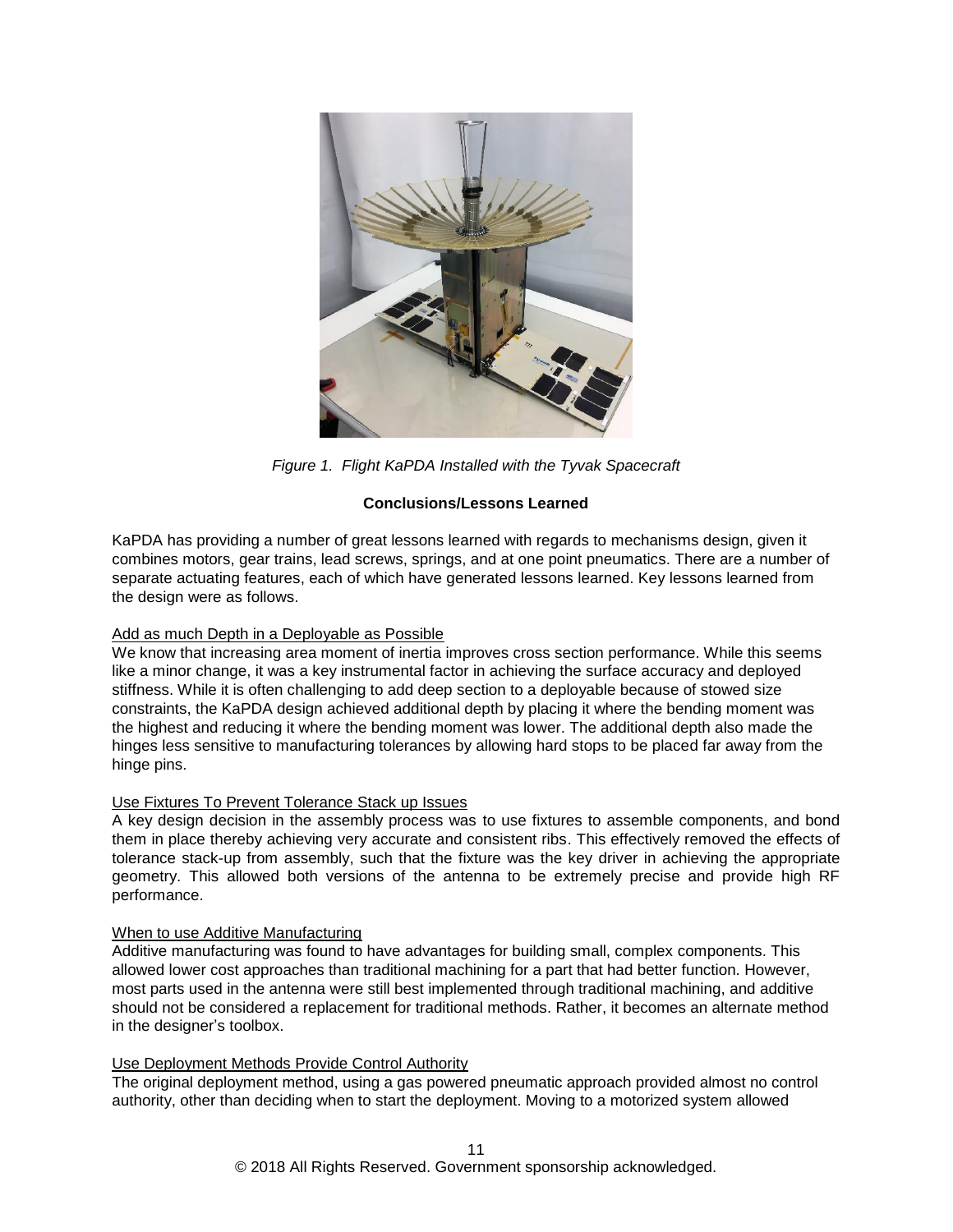*Figure 1. Flight KaPDA Installed with the Tyvak Spacecraft*

**Conclusions/Lessons Learned**

KaPDA has providing a number of great lessons learned with regards to mechanisms design, given it combines motors, gear trains, lead screws, springs, and at one point pneumatics. There are a number of separate actuating features, each of which have generated lessons learned. Key lessons learned from the design were as follows.

Add as much Depth in a Deployable as Possible

We know that increasing area moment of inertia improves cross section performance. While this seems like a minor change, it was a key instrumental factor in achieving the surface accuracy and deployed stiffness. While it is often challenging to add deep section to a deployable because of stowed size constraints, the KaPDA design achieved additional depth by placing it where the bending moment was the highest and reducing it where the bending moment was lower. The additional depth also made the hinges less sensitive to manufacturing tolerances by allowing hard stops to be placed far away from the hinge pins.

Use Fixtures To Prevent Tolerance Stack up Issues

A key design decision in the assembly process was to use fixtures to assemble components, and bond them in place thereby achieving very accurate and consistent ribs. This effectively removed the effects of tolerance stack-up from assembly, such that the fixture was the key driver in achieving the appropriate geometry. This allowed both versions of the antenna to be extremely precise and provide high RF performance.

When to use Additive Manufacturing

Additive manufacturing was found to have advantages for building small, complex components. This allowed lower cost approaches than traditional machining for a part that had better function. However, most parts used in the antenna were still best implemented through traditional machining, and additive should not be considered a replacement for traditional methods. Rather, it becomes an alternate method in the designer's toolbox.

Use Deployment Methods Provide Control Authority

The original deployment method, using a gas powered pneumatic approach provided almost no control authority, other than deciding when to start the deployment. Moving to a motorized system allowed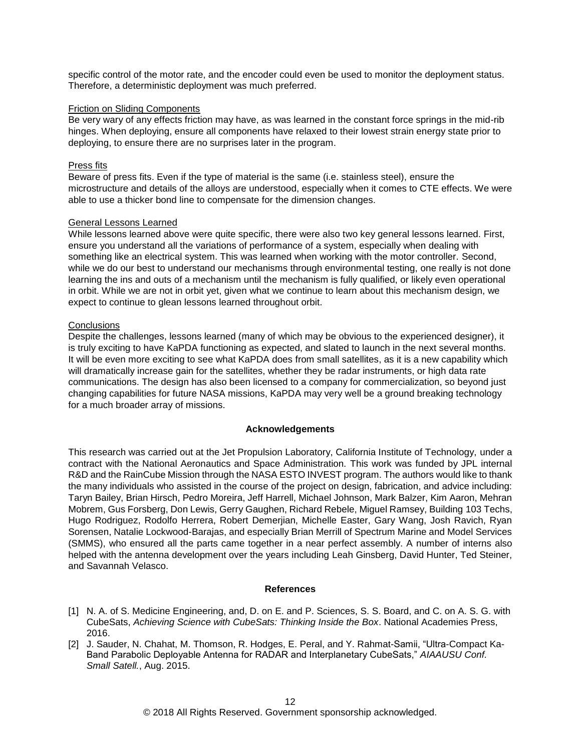specific control of the motor rate, and the encoder could even be used to monitor the deployment status. Therefore, a deterministic deployment was much preferred.

Friction on Sliding Components

Be very wary of any effects friction may have, as was learned in the constant force springs in the mid-rib hinges. When deploying, ensure all components have relaxed to their lowest strain energy state prior to deploying, to ensure there are no surprises later in the program.

Press fits

Beware of press fits. Even if the type of material is the same (i.e. stainless steel), ensure the microstructure and details of the alloys are understood, especially when it comes to CTE effects. We were able to use a thicker bond line to compensate for the dimension changes.

General Lessons Learned

While lessons learned above were quite specific, there were also two key general lessons learned. First, ensure you understand all the variations of performance of a system, especially when dealing with something like an electrical system. This was learned when working with the motor controller. Second, while we do our best to understand our mechanisms through environmental testing, one really is not done learning the ins and outs of a mechanism until the mechanism is fully qualified, or likely even operational in orbit. While we are not in orbit yet, given what we continue to learn about this mechanism design, we expect to continue to glean lessons learned throughout orbit.

Conclusions

Despite the challenges, lessons learned (many of which may be obvious to the experienced designer), it is truly exciting to have KaPDA functioning as expected, and slated to launch in the next several months. It will be even more exciting to see what KaPDA does from small satellites, as it is a new capability which will dramatically increase gain for the satellites, whether they be radar instruments, or high data rate communications. The design has also been licensed to a company for commercialization, so beyond just changing capabilities for future NASA missions, KaPDA may very well be a ground breaking technology for a much broader array of missions.

## Acknowledgements

This research was carried out at the Jet Propulsion Laboratory, California Institute of Technology, under a contract with the National Aeronautics and Space Administration. This work was funded by JPL internal R&D and the RainCube Mission through the NASA ESTO INVEST program. The authors would like to thank the many individuals who assisted in the course of the project on design, fabrication, and advice including: Taryn Bailey, Brian Hirsch, Pedro Moreira, Jeff Harrell, Michael Johnson, Mark Balzer, Kim Aaron, Mehran Mobrem, Gus Forsberg, Don Lewis, Gerry Gaughen, Richard Rebele, Miguel Ramsey, Building 103 Techs, Hugo Rodriguez, Rodolfo Herrera, Robert Demerjian, Michelle Easter, Gary Wang, Josh Ravich, Ryan Sorensen, Natalie Lockwood-Barajas, and especially Brian Merrill of Spectrum Marine and Model Services (SMMS), who ensured all the parts came together in a near perfect assembly. A number of interns also helped with the antenna development over the years including Leah Ginsberg, David Hunter, Ted Steiner, and Savannah Velasco.

## References

[1] N. A. of S. Medicine Engineering, and, D. on E. and P. Sciences, S. S. Board, and C. on A. S. G. with CubeSats, *Achieving Science with CubeSats: Thinking Inside the Box*. National Academies Press, 2016.

[2] J. Sauder, N. Chahat, M. Thomson, R. Hodges, E. Peral, and Y. Rahmat-Samii, "Ultra-Compact Ka-Band Parabolic Deployable Antenna for RADAR and Interplanetary CubeSats," *AIAAUSU Conf. Small Satell.*, Aug. 2015.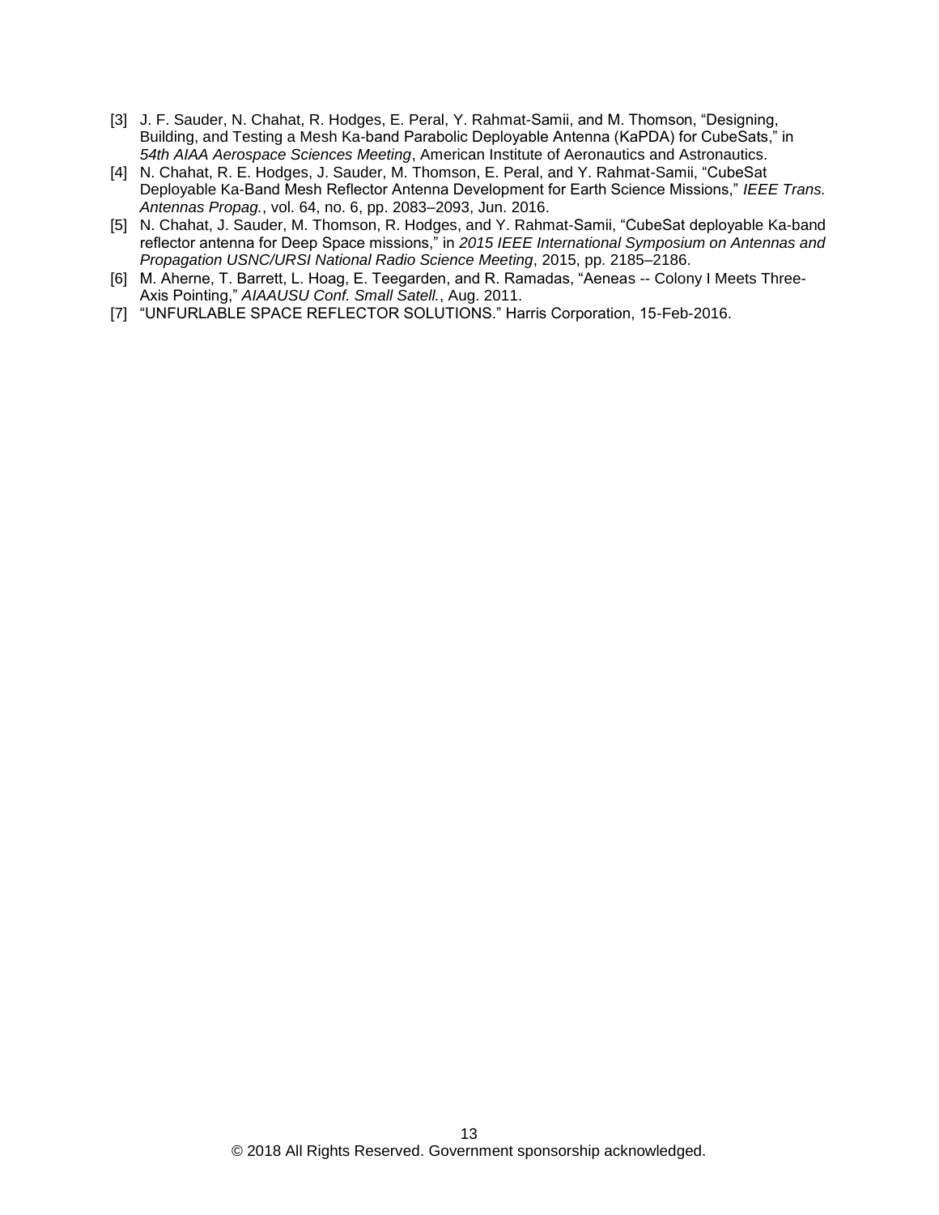[3] J. F. Sauder, N. Chahat, R. Hodges, E. Peral, Y. Rahmat-Samii, and M. Thomson, "Designing, Building, and Testing a Mesh Ka-band Parabolic Deployable Antenna (KaPDA) for CubeSats," in *54th AIAA Aerospace Sciences Meeting*, American Institute of Aeronautics and Astronautics.

[4] N. Chahat, R. E. Hodges, J. Sauder, M. Thomson, E. Peral, and Y. Rahmat-Samii, "CubeSat Deployable Ka-Band Mesh Reflector Antenna Development for Earth Science Missions," *IEEE Trans. Antennas Propag.*, vol. 64, no. 6, pp. 2083–2093, Jun. 2016.

[5] N. Chahat, J. Sauder, M. Thomson, R. Hodges, and Y. Rahmat-Samii, "CubeSat deployable Ka-band reflector antenna for Deep Space missions," in *2015 IEEE International Symposium on Antennas and Propagation USNC/URSI National Radio Science Meeting*, 2015, pp. 2185–2186.

[6] M. Aherne, T. Barrett, L. Hoag, E. Teegarden, and R. Ramadas, "Aeneas -- Colony I Meets Three-Axis Pointing," *AIAAUSU Conf. Small Satell.*, Aug. 2011.

[7] "UNFURLABLE SPACE REFLECTOR SOLUTIONS." Harris Corporation, 15-Feb-2016.

© 2018 All Rights Reserved. Government sponsorship acknowledged.